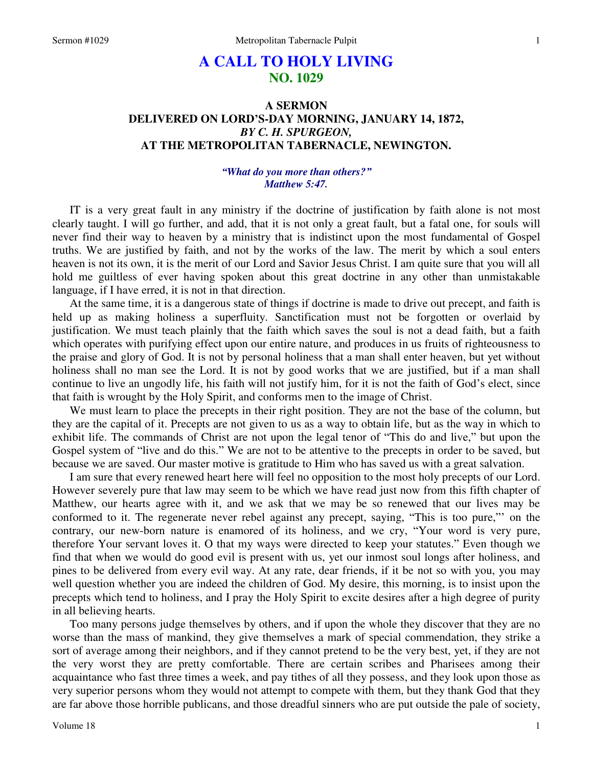# A CALL TO HOLY LIVING
## NO. 1029

### A SERMON
### DELIVERED ON LORD'S-DAY MORNING, JANUARY 14, 1872,
### *BY C. H. SPURGEON,*
### AT THE METROPOLITAN TABERNACLE, NEWINGTON.

***"What do you more than others?"***
***Matthew 5:47.***

IT is a very great fault in any ministry if the doctrine of justification by faith alone is not most clearly taught. I will go further, and add, that it is not only a great fault, but a fatal one, for souls will never find their way to heaven by a ministry that is indistinct upon the most fundamental of Gospel truths. We are justified by faith, and not by the works of the law. The merit by which a soul enters heaven is not its own, it is the merit of our Lord and Savior Jesus Christ. I am quite sure that you will all hold me guiltless of ever having spoken about this great doctrine in any other than unmistakable language, if I have erred, it is not in that direction.

At the same time, it is a dangerous state of things if doctrine is made to drive out precept, and faith is held up as making holiness a superfluity. Sanctification must not be forgotten or overlaid by justification. We must teach plainly that the faith which saves the soul is not a dead faith, but a faith which operates with purifying effect upon our entire nature, and produces in us fruits of righteousness to the praise and glory of God. It is not by personal holiness that a man shall enter heaven, but yet without holiness shall no man see the Lord. It is not by good works that we are justified, but if a man shall continue to live an ungodly life, his faith will not justify him, for it is not the faith of God's elect, since that faith is wrought by the Holy Spirit, and conforms men to the image of Christ.

We must learn to place the precepts in their right position. They are not the base of the column, but they are the capital of it. Precepts are not given to us as a way to obtain life, but as the way in which to exhibit life. The commands of Christ are not upon the legal tenor of "This do and live," but upon the Gospel system of "live and do this." We are not to be attentive to the precepts in order to be saved, but because we are saved. Our master motive is gratitude to Him who has saved us with a great salvation.

I am sure that every renewed heart here will feel no opposition to the most holy precepts of our Lord. However severely pure that law may seem to be which we have read just now from this fifth chapter of Matthew, our hearts agree with it, and we ask that we may be so renewed that our lives may be conformed to it. The regenerate never rebel against any precept, saying, "This is too pure,"' on the contrary, our new-born nature is enamored of its holiness, and we cry, "Your word is very pure, therefore Your servant loves it. O that my ways were directed to keep your statutes." Even though we find that when we would do good evil is present with us, yet our inmost soul longs after holiness, and pines to be delivered from every evil way. At any rate, dear friends, if it be not so with you, you may well question whether you are indeed the children of God. My desire, this morning, is to insist upon the precepts which tend to holiness, and I pray the Holy Spirit to excite desires after a high degree of purity in all believing hearts.

Too many persons judge themselves by others, and if upon the whole they discover that they are no worse than the mass of mankind, they give themselves a mark of special commendation, they strike a sort of average among their neighbors, and if they cannot pretend to be the very best, yet, if they are not the very worst they are pretty comfortable. There are certain scribes and Pharisees among their acquaintance who fast three times a week, and pay tithes of all they possess, and they look upon those as very superior persons whom they would not attempt to compete with them, but they thank God that they are far above those horrible publicans, and those dreadful sinners who are put outside the pale of society,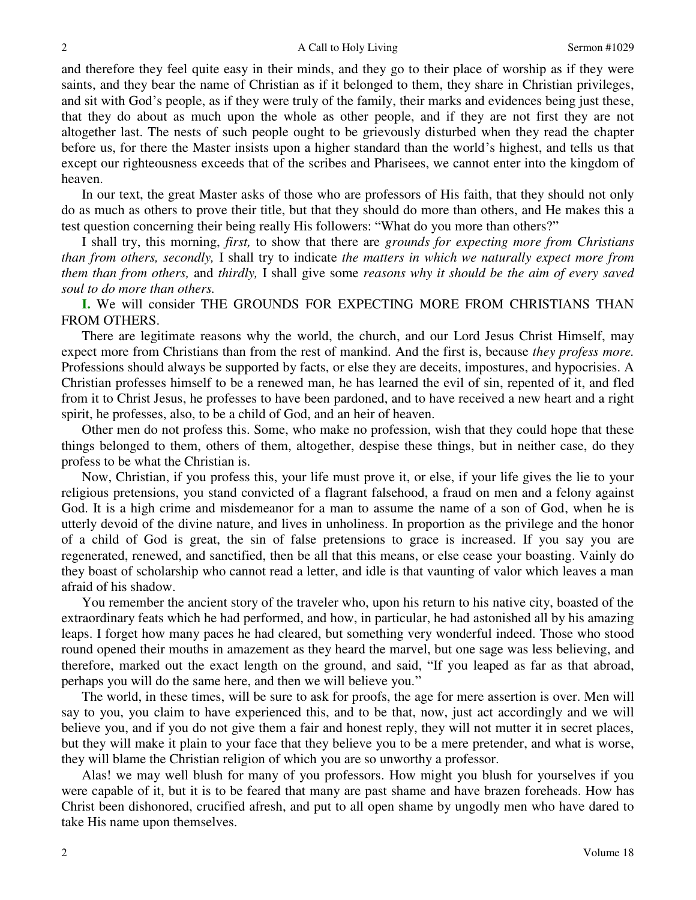and therefore they feel quite easy in their minds, and they go to their place of worship as if they were saints, and they bear the name of Christian as if it belonged to them, they share in Christian privileges, and sit with God's people, as if they were truly of the family, their marks and evidences being just these, that they do about as much upon the whole as other people, and if they are not first they are not altogether last. The nests of such people ought to be grievously disturbed when they read the chapter before us, for there the Master insists upon a higher standard than the world's highest, and tells us that except our righteousness exceeds that of the scribes and Pharisees, we cannot enter into the kingdom of heaven.

In our text, the great Master asks of those who are professors of His faith, that they should not only do as much as others to prove their title, but that they should do more than others, and He makes this a test question concerning their being really His followers: "What do you more than others?"

I shall try, this morning, *first,* to show that there are *grounds for expecting more from Christians than from others, secondly,* I shall try to indicate *the matters in which we naturally expect more from them than from others,* and *thirdly,* I shall give some *reasons why it should be the aim of every saved soul to do more than others.*

**I.** We will consider THE GROUNDS FOR EXPECTING MORE FROM CHRISTIANS THAN FROM OTHERS.

There are legitimate reasons why the world, the church, and our Lord Jesus Christ Himself, may expect more from Christians than from the rest of mankind. And the first is, because *they profess more.* Professions should always be supported by facts, or else they are deceits, impostures, and hypocrisies. A Christian professes himself to be a renewed man, he has learned the evil of sin, repented of it, and fled from it to Christ Jesus, he professes to have been pardoned, and to have received a new heart and a right spirit, he professes, also, to be a child of God, and an heir of heaven.

Other men do not profess this. Some, who make no profession, wish that they could hope that these things belonged to them, others of them, altogether, despise these things, but in neither case, do they profess to be what the Christian is.

Now, Christian, if you profess this, your life must prove it, or else, if your life gives the lie to your religious pretensions, you stand convicted of a flagrant falsehood, a fraud on men and a felony against God. It is a high crime and misdemeanor for a man to assume the name of a son of God, when he is utterly devoid of the divine nature, and lives in unholiness. In proportion as the privilege and the honor of a child of God is great, the sin of false pretensions to grace is increased. If you say you are regenerated, renewed, and sanctified, then be all that this means, or else cease your boasting. Vainly do they boast of scholarship who cannot read a letter, and idle is that vaunting of valor which leaves a man afraid of his shadow.

You remember the ancient story of the traveler who, upon his return to his native city, boasted of the extraordinary feats which he had performed, and how, in particular, he had astonished all by his amazing leaps. I forget how many paces he had cleared, but something very wonderful indeed. Those who stood round opened their mouths in amazement as they heard the marvel, but one sage was less believing, and therefore, marked out the exact length on the ground, and said, "If you leaped as far as that abroad, perhaps you will do the same here, and then we will believe you."

The world, in these times, will be sure to ask for proofs, the age for mere assertion is over. Men will say to you, you claim to have experienced this, and to be that, now, just act accordingly and we will believe you, and if you do not give them a fair and honest reply, they will not mutter it in secret places, but they will make it plain to your face that they believe you to be a mere pretender, and what is worse, they will blame the Christian religion of which you are so unworthy a professor.

Alas! we may well blush for many of you professors. How might you blush for yourselves if you were capable of it, but it is to be feared that many are past shame and have brazen foreheads. How has Christ been dishonored, crucified afresh, and put to all open shame by ungodly men who have dared to take His name upon themselves.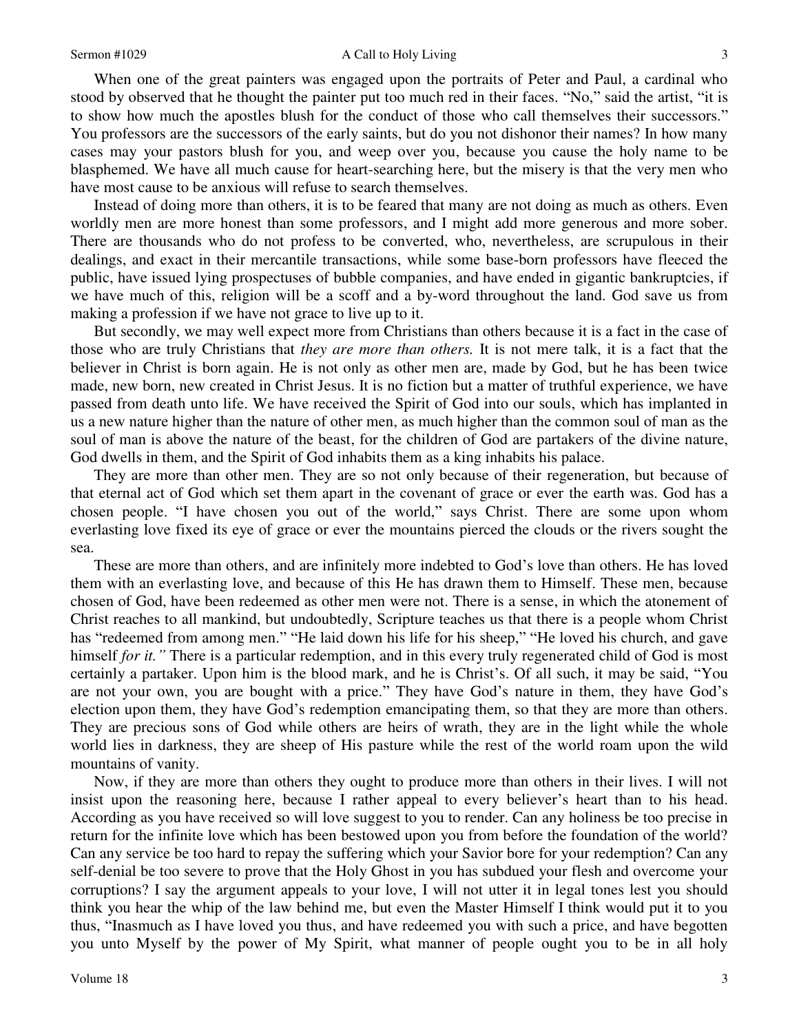When one of the great painters was engaged upon the portraits of Peter and Paul, a cardinal who stood by observed that he thought the painter put too much red in their faces. "No," said the artist, "it is to show how much the apostles blush for the conduct of those who call themselves their successors." You professors are the successors of the early saints, but do you not dishonor their names? In how many cases may your pastors blush for you, and weep over you, because you cause the holy name to be blasphemed. We have all much cause for heart-searching here, but the misery is that the very men who have most cause to be anxious will refuse to search themselves.

Instead of doing more than others, it is to be feared that many are not doing as much as others. Even worldly men are more honest than some professors, and I might add more generous and more sober. There are thousands who do not profess to be converted, who, nevertheless, are scrupulous in their dealings, and exact in their mercantile transactions, while some base-born professors have fleeced the public, have issued lying prospectuses of bubble companies, and have ended in gigantic bankruptcies, if we have much of this, religion will be a scoff and a by-word throughout the land. God save us from making a profession if we have not grace to live up to it.

But secondly, we may well expect more from Christians than others because it is a fact in the case of those who are truly Christians that *they are more than others.* It is not mere talk, it is a fact that the believer in Christ is born again. He is not only as other men are, made by God, but he has been twice made, new born, new created in Christ Jesus. It is no fiction but a matter of truthful experience, we have passed from death unto life. We have received the Spirit of God into our souls, which has implanted in us a new nature higher than the nature of other men, as much higher than the common soul of man as the soul of man is above the nature of the beast, for the children of God are partakers of the divine nature, God dwells in them, and the Spirit of God inhabits them as a king inhabits his palace.

They are more than other men. They are so not only because of their regeneration, but because of that eternal act of God which set them apart in the covenant of grace or ever the earth was. God has a chosen people. "I have chosen you out of the world," says Christ. There are some upon whom everlasting love fixed its eye of grace or ever the mountains pierced the clouds or the rivers sought the sea.

These are more than others, and are infinitely more indebted to God's love than others. He has loved them with an everlasting love, and because of this He has drawn them to Himself. These men, because chosen of God, have been redeemed as other men were not. There is a sense, in which the atonement of Christ reaches to all mankind, but undoubtedly, Scripture teaches us that there is a people whom Christ has "redeemed from among men." "He laid down his life for his sheep," "He loved his church, and gave himself *for it."* There is a particular redemption, and in this every truly regenerated child of God is most certainly a partaker. Upon him is the blood mark, and he is Christ's. Of all such, it may be said, "You are not your own, you are bought with a price." They have God's nature in them, they have God's election upon them, they have God's redemption emancipating them, so that they are more than others. They are precious sons of God while others are heirs of wrath, they are in the light while the whole world lies in darkness, they are sheep of His pasture while the rest of the world roam upon the wild mountains of vanity.

Now, if they are more than others they ought to produce more than others in their lives. I will not insist upon the reasoning here, because I rather appeal to every believer's heart than to his head. According as you have received so will love suggest to you to render. Can any holiness be too precise in return for the infinite love which has been bestowed upon you from before the foundation of the world? Can any service be too hard to repay the suffering which your Savior bore for your redemption? Can any self-denial be too severe to prove that the Holy Ghost in you has subdued your flesh and overcome your corruptions? I say the argument appeals to your love, I will not utter it in legal tones lest you should think you hear the whip of the law behind me, but even the Master Himself I think would put it to you thus, "Inasmuch as I have loved you thus, and have redeemed you with such a price, and have begotten you unto Myself by the power of My Spirit, what manner of people ought you to be in all holy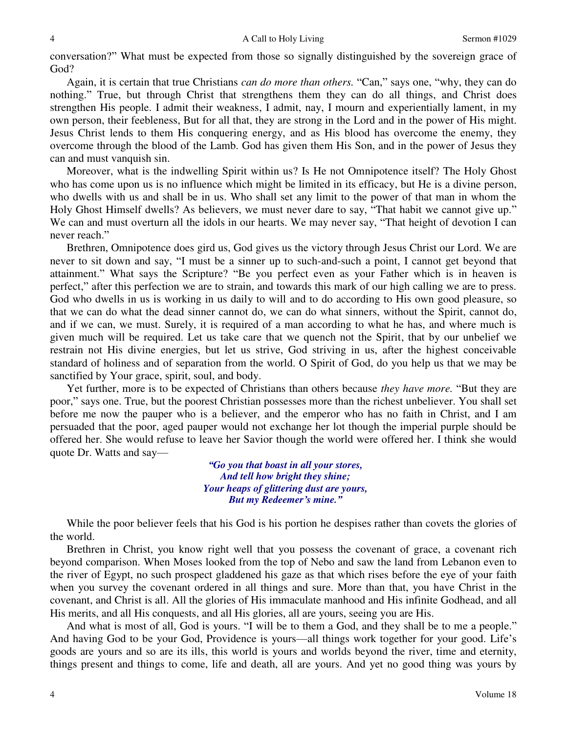conversation?" What must be expected from those so signally distinguished by the sovereign grace of God?

Again, it is certain that true Christians *can do more than others.* "Can," says one, "why, they can do nothing." True, but through Christ that strengthens them they can do all things, and Christ does strengthen His people. I admit their weakness, I admit, nay, I mourn and experientially lament, in my own person, their feebleness, But for all that, they are strong in the Lord and in the power of His might. Jesus Christ lends to them His conquering energy, and as His blood has overcome the enemy, they overcome through the blood of the Lamb. God has given them His Son, and in the power of Jesus they can and must vanquish sin.

Moreover, what is the indwelling Spirit within us? Is He not Omnipotence itself? The Holy Ghost who has come upon us is no influence which might be limited in its efficacy, but He is a divine person, who dwells with us and shall be in us. Who shall set any limit to the power of that man in whom the Holy Ghost Himself dwells? As believers, we must never dare to say, "That habit we cannot give up." We can and must overturn all the idols in our hearts. We may never say, "That height of devotion I can never reach."

Brethren, Omnipotence does gird us, God gives us the victory through Jesus Christ our Lord. We are never to sit down and say, "I must be a sinner up to such-and-such a point, I cannot get beyond that attainment." What says the Scripture? "Be you perfect even as your Father which is in heaven is perfect," after this perfection we are to strain, and towards this mark of our high calling we are to press. God who dwells in us is working in us daily to will and to do according to His own good pleasure, so that we can do what the dead sinner cannot do, we can do what sinners, without the Spirit, cannot do, and if we can, we must. Surely, it is required of a man according to what he has, and where much is given much will be required. Let us take care that we quench not the Spirit, that by our unbelief we restrain not His divine energies, but let us strive, God striving in us, after the highest conceivable standard of holiness and of separation from the world. O Spirit of God, do you help us that we may be sanctified by Your grace, spirit, soul, and body.

Yet further, more is to be expected of Christians than others because *they have more.* "But they are poor," says one. True, but the poorest Christian possesses more than the richest unbeliever. You shall set before me now the pauper who is a believer, and the emperor who has no faith in Christ, and I am persuaded that the poor, aged pauper would not exchange her lot though the imperial purple should be offered her. She would refuse to leave her Savior though the world were offered her. I think she would quote Dr. Watts and say—

> ***"Go you that boast in all your stores,***
> ***And tell how bright they shine;***
> ***Your heaps of glittering dust are yours,***
> ***But my Redeemer's mine."***

While the poor believer feels that his God is his portion he despises rather than covets the glories of the world.

Brethren in Christ, you know right well that you possess the covenant of grace, a covenant rich beyond comparison. When Moses looked from the top of Nebo and saw the land from Lebanon even to the river of Egypt, no such prospect gladdened his gaze as that which rises before the eye of your faith when you survey the covenant ordered in all things and sure. More than that, you have Christ in the covenant, and Christ is all. All the glories of His immaculate manhood and His infinite Godhead, and all His merits, and all His conquests, and all His glories, all are yours, seeing you are His.

And what is most of all, God is yours. "I will be to them a God, and they shall be to me a people." And having God to be your God, Providence is yours—all things work together for your good. Life's goods are yours and so are its ills, this world is yours and worlds beyond the river, time and eternity, things present and things to come, life and death, all are yours. And yet no good thing was yours by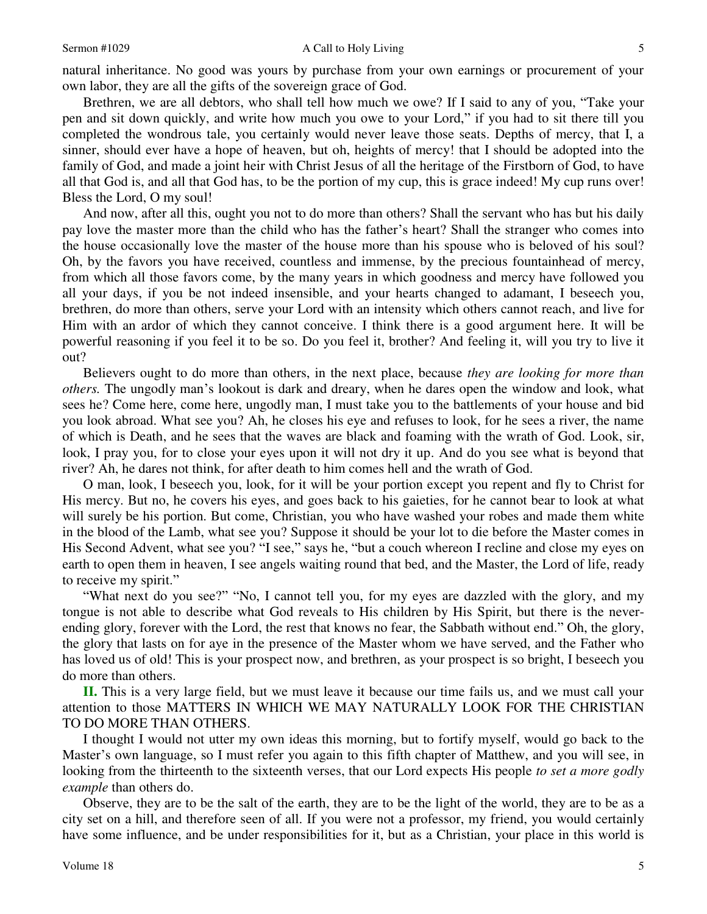natural inheritance. No good was yours by purchase from your own earnings or procurement of your own labor, they are all the gifts of the sovereign grace of God.

Brethren, we are all debtors, who shall tell how much we owe? If I said to any of you, "Take your pen and sit down quickly, and write how much you owe to your Lord," if you had to sit there till you completed the wondrous tale, you certainly would never leave those seats. Depths of mercy, that I, a sinner, should ever have a hope of heaven, but oh, heights of mercy! that I should be adopted into the family of God, and made a joint heir with Christ Jesus of all the heritage of the Firstborn of God, to have all that God is, and all that God has, to be the portion of my cup, this is grace indeed! My cup runs over! Bless the Lord, O my soul!

And now, after all this, ought you not to do more than others? Shall the servant who has but his daily pay love the master more than the child who has the father's heart? Shall the stranger who comes into the house occasionally love the master of the house more than his spouse who is beloved of his soul? Oh, by the favors you have received, countless and immense, by the precious fountainhead of mercy, from which all those favors come, by the many years in which goodness and mercy have followed you all your days, if you be not indeed insensible, and your hearts changed to adamant, I beseech you, brethren, do more than others, serve your Lord with an intensity which others cannot reach, and live for Him with an ardor of which they cannot conceive. I think there is a good argument here. It will be powerful reasoning if you feel it to be so. Do you feel it, brother? And feeling it, will you try to live it out?

Believers ought to do more than others, in the next place, because *they are looking for more than others.* The ungodly man's lookout is dark and dreary, when he dares open the window and look, what sees he? Come here, come here, ungodly man, I must take you to the battlements of your house and bid you look abroad. What see you? Ah, he closes his eye and refuses to look, for he sees a river, the name of which is Death, and he sees that the waves are black and foaming with the wrath of God. Look, sir, look, I pray you, for to close your eyes upon it will not dry it up. And do you see what is beyond that river? Ah, he dares not think, for after death to him comes hell and the wrath of God.

O man, look, I beseech you, look, for it will be your portion except you repent and fly to Christ for His mercy. But no, he covers his eyes, and goes back to his gaieties, for he cannot bear to look at what will surely be his portion. But come, Christian, you who have washed your robes and made them white in the blood of the Lamb, what see you? Suppose it should be your lot to die before the Master comes in His Second Advent, what see you? "I see," says he, "but a couch whereon I recline and close my eyes on earth to open them in heaven, I see angels waiting round that bed, and the Master, the Lord of life, ready to receive my spirit."

"What next do you see?" "No, I cannot tell you, for my eyes are dazzled with the glory, and my tongue is not able to describe what God reveals to His children by His Spirit, but there is the never-ending glory, forever with the Lord, the rest that knows no fear, the Sabbath without end." Oh, the glory, the glory that lasts on for aye in the presence of the Master whom we have served, and the Father who has loved us of old! This is your prospect now, and brethren, as your prospect is so bright, I beseech you do more than others.

**II.** This is a very large field, but we must leave it because our time fails us, and we must call your attention to those MATTERS IN WHICH WE MAY NATURALLY LOOK FOR THE CHRISTIAN TO DO MORE THAN OTHERS.

I thought I would not utter my own ideas this morning, but to fortify myself, would go back to the Master's own language, so I must refer you again to this fifth chapter of Matthew, and you will see, in looking from the thirteenth to the sixteenth verses, that our Lord expects His people *to set a more godly example* than others do.

Observe, they are to be the salt of the earth, they are to be the light of the world, they are to be as a city set on a hill, and therefore seen of all. If you were not a professor, my friend, you would certainly have some influence, and be under responsibilities for it, but as a Christian, your place in this world is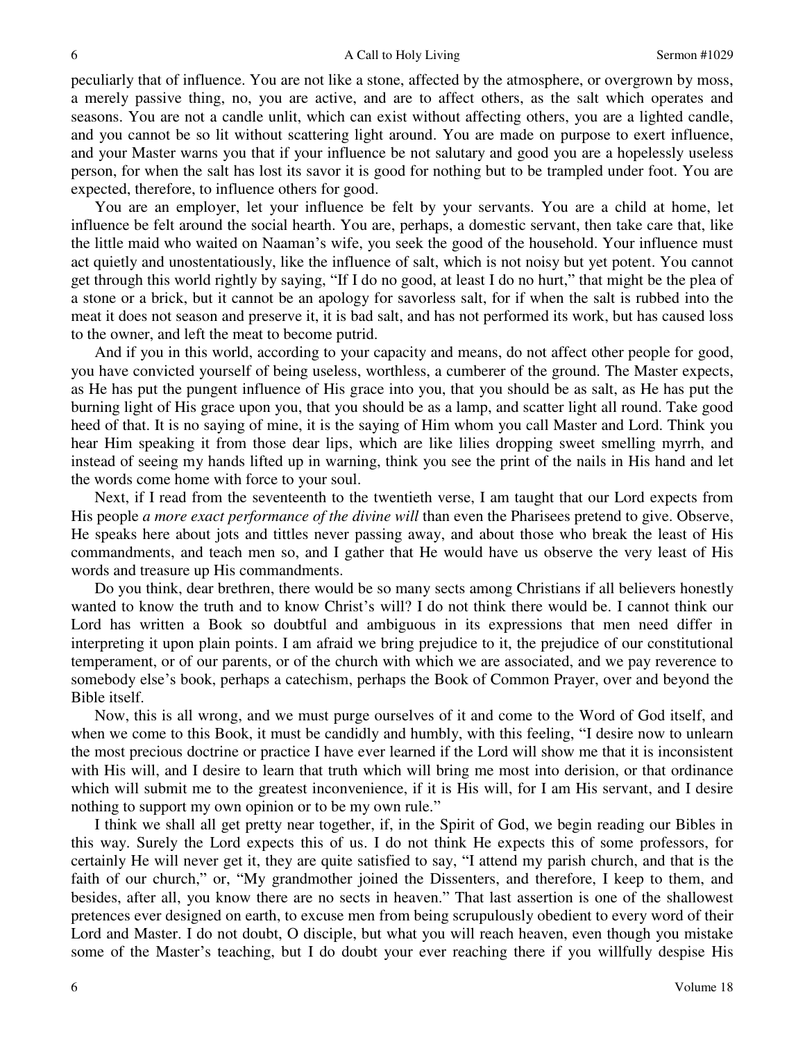peculiarly that of influence. You are not like a stone, affected by the atmosphere, or overgrown by moss, a merely passive thing, no, you are active, and are to affect others, as the salt which operates and seasons. You are not a candle unlit, which can exist without affecting others, you are a lighted candle, and you cannot be so lit without scattering light around. You are made on purpose to exert influence, and your Master warns you that if your influence be not salutary and good you are a hopelessly useless person, for when the salt has lost its savor it is good for nothing but to be trampled under foot. You are expected, therefore, to influence others for good.

You are an employer, let your influence be felt by your servants. You are a child at home, let influence be felt around the social hearth. You are, perhaps, a domestic servant, then take care that, like the little maid who waited on Naaman's wife, you seek the good of the household. Your influence must act quietly and unostentatiously, like the influence of salt, which is not noisy but yet potent. You cannot get through this world rightly by saying, "If I do no good, at least I do no hurt," that might be the plea of a stone or a brick, but it cannot be an apology for savorless salt, for if when the salt is rubbed into the meat it does not season and preserve it, it is bad salt, and has not performed its work, but has caused loss to the owner, and left the meat to become putrid.

And if you in this world, according to your capacity and means, do not affect other people for good, you have convicted yourself of being useless, worthless, a cumberer of the ground. The Master expects, as He has put the pungent influence of His grace into you, that you should be as salt, as He has put the burning light of His grace upon you, that you should be as a lamp, and scatter light all round. Take good heed of that. It is no saying of mine, it is the saying of Him whom you call Master and Lord. Think you hear Him speaking it from those dear lips, which are like lilies dropping sweet smelling myrrh, and instead of seeing my hands lifted up in warning, think you see the print of the nails in His hand and let the words come home with force to your soul.

Next, if I read from the seventeenth to the twentieth verse, I am taught that our Lord expects from His people *a more exact performance of the divine will* than even the Pharisees pretend to give. Observe, He speaks here about jots and tittles never passing away, and about those who break the least of His commandments, and teach men so, and I gather that He would have us observe the very least of His words and treasure up His commandments.

Do you think, dear brethren, there would be so many sects among Christians if all believers honestly wanted to know the truth and to know Christ's will? I do not think there would be. I cannot think our Lord has written a Book so doubtful and ambiguous in its expressions that men need differ in interpreting it upon plain points. I am afraid we bring prejudice to it, the prejudice of our constitutional temperament, or of our parents, or of the church with which we are associated, and we pay reverence to somebody else's book, perhaps a catechism, perhaps the Book of Common Prayer, over and beyond the Bible itself.

Now, this is all wrong, and we must purge ourselves of it and come to the Word of God itself, and when we come to this Book, it must be candidly and humbly, with this feeling, "I desire now to unlearn the most precious doctrine or practice I have ever learned if the Lord will show me that it is inconsistent with His will, and I desire to learn that truth which will bring me most into derision, or that ordinance which will submit me to the greatest inconvenience, if it is His will, for I am His servant, and I desire nothing to support my own opinion or to be my own rule."

I think we shall all get pretty near together, if, in the Spirit of God, we begin reading our Bibles in this way. Surely the Lord expects this of us. I do not think He expects this of some professors, for certainly He will never get it, they are quite satisfied to say, "I attend my parish church, and that is the faith of our church," or, "My grandmother joined the Dissenters, and therefore, I keep to them, and besides, after all, you know there are no sects in heaven." That last assertion is one of the shallowest pretences ever designed on earth, to excuse men from being scrupulously obedient to every word of their Lord and Master. I do not doubt, O disciple, but what you will reach heaven, even though you mistake some of the Master's teaching, but I do doubt your ever reaching there if you willfully despise His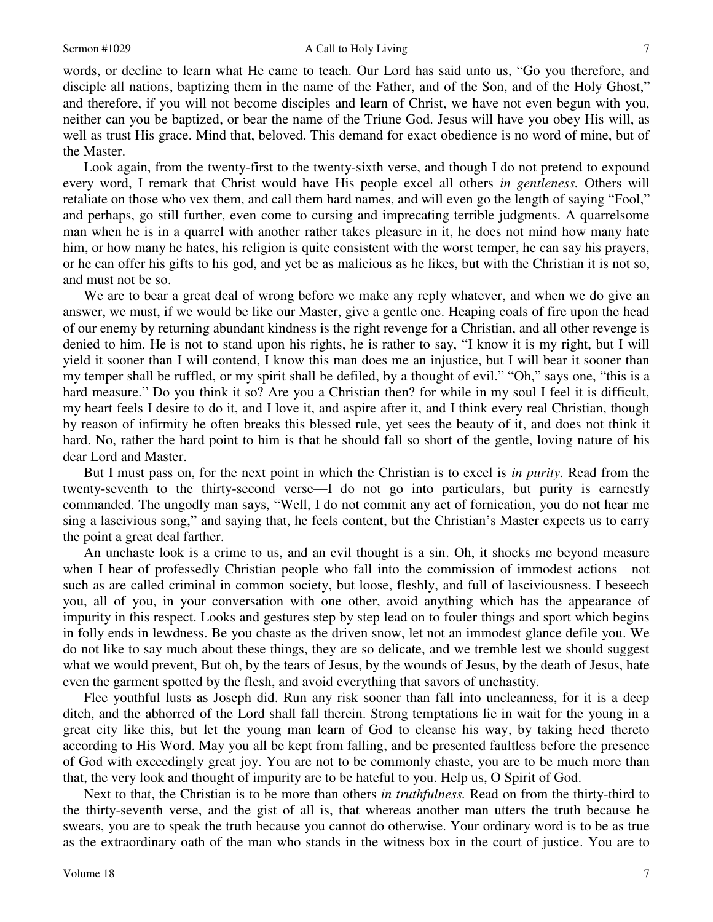words, or decline to learn what He came to teach. Our Lord has said unto us, "Go you therefore, and disciple all nations, baptizing them in the name of the Father, and of the Son, and of the Holy Ghost," and therefore, if you will not become disciples and learn of Christ, we have not even begun with you, neither can you be baptized, or bear the name of the Triune God. Jesus will have you obey His will, as well as trust His grace. Mind that, beloved. This demand for exact obedience is no word of mine, but of the Master.

Look again, from the twenty-first to the twenty-sixth verse, and though I do not pretend to expound every word, I remark that Christ would have His people excel all others *in gentleness.* Others will retaliate on those who vex them, and call them hard names, and will even go the length of saying "Fool," and perhaps, go still further, even come to cursing and imprecating terrible judgments. A quarrelsome man when he is in a quarrel with another rather takes pleasure in it, he does not mind how many hate him, or how many he hates, his religion is quite consistent with the worst temper, he can say his prayers, or he can offer his gifts to his god, and yet be as malicious as he likes, but with the Christian it is not so, and must not be so.

We are to bear a great deal of wrong before we make any reply whatever, and when we do give an answer, we must, if we would be like our Master, give a gentle one. Heaping coals of fire upon the head of our enemy by returning abundant kindness is the right revenge for a Christian, and all other revenge is denied to him. He is not to stand upon his rights, he is rather to say, "I know it is my right, but I will yield it sooner than I will contend, I know this man does me an injustice, but I will bear it sooner than my temper shall be ruffled, or my spirit shall be defiled, by a thought of evil." "Oh," says one, "this is a hard measure." Do you think it so? Are you a Christian then? for while in my soul I feel it is difficult, my heart feels I desire to do it, and I love it, and aspire after it, and I think every real Christian, though by reason of infirmity he often breaks this blessed rule, yet sees the beauty of it, and does not think it hard. No, rather the hard point to him is that he should fall so short of the gentle, loving nature of his dear Lord and Master.

But I must pass on, for the next point in which the Christian is to excel is *in purity.* Read from the twenty-seventh to the thirty-second verse—I do not go into particulars, but purity is earnestly commanded. The ungodly man says, "Well, I do not commit any act of fornication, you do not hear me sing a lascivious song," and saying that, he feels content, but the Christian's Master expects us to carry the point a great deal farther.

An unchaste look is a crime to us, and an evil thought is a sin. Oh, it shocks me beyond measure when I hear of professedly Christian people who fall into the commission of immodest actions—not such as are called criminal in common society, but loose, fleshly, and full of lasciviousness. I beseech you, all of you, in your conversation with one other, avoid anything which has the appearance of impurity in this respect. Looks and gestures step by step lead on to fouler things and sport which begins in folly ends in lewdness. Be you chaste as the driven snow, let not an immodest glance defile you. We do not like to say much about these things, they are so delicate, and we tremble lest we should suggest what we would prevent, But oh, by the tears of Jesus, by the wounds of Jesus, by the death of Jesus, hate even the garment spotted by the flesh, and avoid everything that savors of unchastity.

Flee youthful lusts as Joseph did. Run any risk sooner than fall into uncleanness, for it is a deep ditch, and the abhorred of the Lord shall fall therein. Strong temptations lie in wait for the young in a great city like this, but let the young man learn of God to cleanse his way, by taking heed thereto according to His Word. May you all be kept from falling, and be presented faultless before the presence of God with exceedingly great joy. You are not to be commonly chaste, you are to be much more than that, the very look and thought of impurity are to be hateful to you. Help us, O Spirit of God.

Next to that, the Christian is to be more than others *in truthfulness.* Read on from the thirty-third to the thirty-seventh verse, and the gist of all is, that whereas another man utters the truth because he swears, you are to speak the truth because you cannot do otherwise. Your ordinary word is to be as true as the extraordinary oath of the man who stands in the witness box in the court of justice. You are to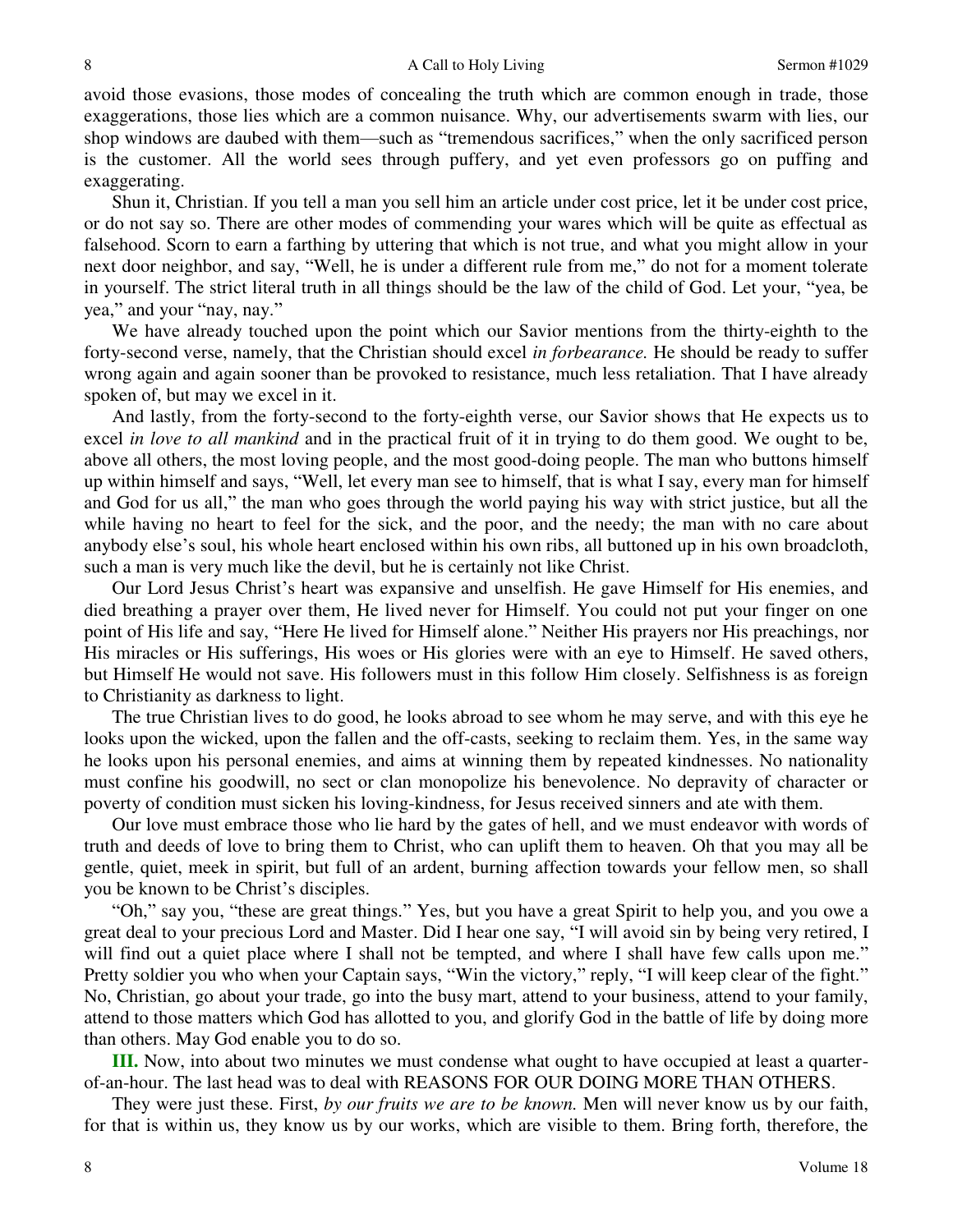avoid those evasions, those modes of concealing the truth which are common enough in trade, those exaggerations, those lies which are a common nuisance. Why, our advertisements swarm with lies, our shop windows are daubed with them—such as "tremendous sacrifices," when the only sacrificed person is the customer. All the world sees through puffery, and yet even professors go on puffing and exaggerating.

Shun it, Christian. If you tell a man you sell him an article under cost price, let it be under cost price, or do not say so. There are other modes of commending your wares which will be quite as effectual as falsehood. Scorn to earn a farthing by uttering that which is not true, and what you might allow in your next door neighbor, and say, "Well, he is under a different rule from me," do not for a moment tolerate in yourself. The strict literal truth in all things should be the law of the child of God. Let your, "yea, be yea," and your "nay, nay."

We have already touched upon the point which our Savior mentions from the thirty-eighth to the forty-second verse, namely, that the Christian should excel *in forbearance.* He should be ready to suffer wrong again and again sooner than be provoked to resistance, much less retaliation. That I have already spoken of, but may we excel in it.

And lastly, from the forty-second to the forty-eighth verse, our Savior shows that He expects us to excel *in love to all mankind* and in the practical fruit of it in trying to do them good. We ought to be, above all others, the most loving people, and the most good-doing people. The man who buttons himself up within himself and says, "Well, let every man see to himself, that is what I say, every man for himself and God for us all," the man who goes through the world paying his way with strict justice, but all the while having no heart to feel for the sick, and the poor, and the needy; the man with no care about anybody else's soul, his whole heart enclosed within his own ribs, all buttoned up in his own broadcloth, such a man is very much like the devil, but he is certainly not like Christ.

Our Lord Jesus Christ's heart was expansive and unselfish. He gave Himself for His enemies, and died breathing a prayer over them, He lived never for Himself. You could not put your finger on one point of His life and say, "Here He lived for Himself alone." Neither His prayers nor His preachings, nor His miracles or His sufferings, His woes or His glories were with an eye to Himself. He saved others, but Himself He would not save. His followers must in this follow Him closely. Selfishness is as foreign to Christianity as darkness to light.

The true Christian lives to do good, he looks abroad to see whom he may serve, and with this eye he looks upon the wicked, upon the fallen and the off-casts, seeking to reclaim them. Yes, in the same way he looks upon his personal enemies, and aims at winning them by repeated kindnesses. No nationality must confine his goodwill, no sect or clan monopolize his benevolence. No depravity of character or poverty of condition must sicken his loving-kindness, for Jesus received sinners and ate with them.

Our love must embrace those who lie hard by the gates of hell, and we must endeavor with words of truth and deeds of love to bring them to Christ, who can uplift them to heaven. Oh that you may all be gentle, quiet, meek in spirit, but full of an ardent, burning affection towards your fellow men, so shall you be known to be Christ's disciples.

"Oh," say you, "these are great things." Yes, but you have a great Spirit to help you, and you owe a great deal to your precious Lord and Master. Did I hear one say, "I will avoid sin by being very retired, I will find out a quiet place where I shall not be tempted, and where I shall have few calls upon me." Pretty soldier you who when your Captain says, "Win the victory," reply, "I will keep clear of the fight." No, Christian, go about your trade, go into the busy mart, attend to your business, attend to your family, attend to those matters which God has allotted to you, and glorify God in the battle of life by doing more than others. May God enable you to do so.

**III.** Now, into about two minutes we must condense what ought to have occupied at least a quarter-of-an-hour. The last head was to deal with REASONS FOR OUR DOING MORE THAN OTHERS.

They were just these. First, *by our fruits we are to be known.* Men will never know us by our faith, for that is within us, they know us by our works, which are visible to them. Bring forth, therefore, the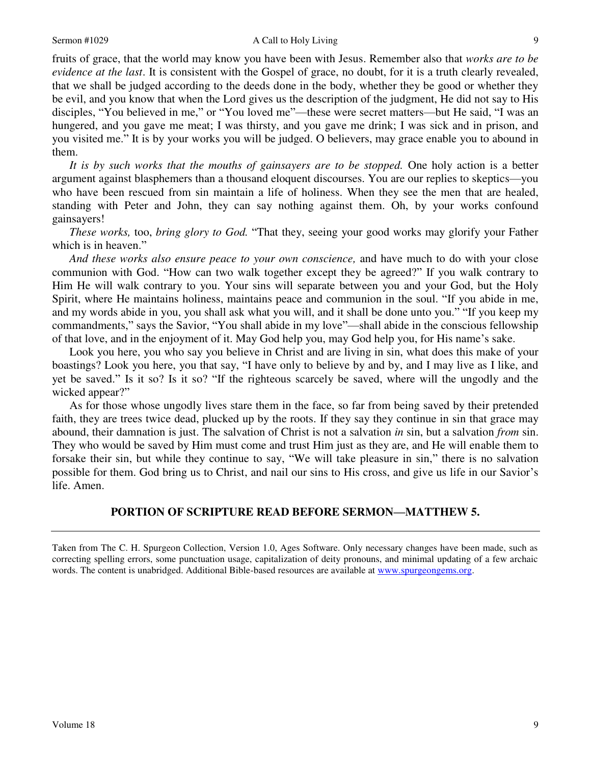fruits of grace, that the world may know you have been with Jesus. Remember also that *works are to be evidence at the last*. It is consistent with the Gospel of grace, no doubt, for it is a truth clearly revealed, that we shall be judged according to the deeds done in the body, whether they be good or whether they be evil, and you know that when the Lord gives us the description of the judgment, He did not say to His disciples, "You believed in me," or "You loved me"—these were secret matters—but He said, "I was an hungered, and you gave me meat; I was thirsty, and you gave me drink; I was sick and in prison, and you visited me." It is by your works you will be judged. O believers, may grace enable you to abound in them.

*It is by such works that the mouths of gainsayers are to be stopped.* One holy action is a better argument against blasphemers than a thousand eloquent discourses. You are our replies to skeptics—you who have been rescued from sin maintain a life of holiness. When they see the men that are healed, standing with Peter and John, they can say nothing against them. Oh, by your works confound gainsayers!

*These works,* too, *bring glory to God.* "That they, seeing your good works may glorify your Father which is in heaven."

*And these works also ensure peace to your own conscience,* and have much to do with your close communion with God. "How can two walk together except they be agreed?" If you walk contrary to Him He will walk contrary to you. Your sins will separate between you and your God, but the Holy Spirit, where He maintains holiness, maintains peace and communion in the soul. "If you abide in me, and my words abide in you, you shall ask what you will, and it shall be done unto you." "If you keep my commandments," says the Savior, "You shall abide in my love"—shall abide in the conscious fellowship of that love, and in the enjoyment of it. May God help you, may God help you, for His name's sake.

Look you here, you who say you believe in Christ and are living in sin, what does this make of your boastings? Look you here, you that say, "I have only to believe by and by, and I may live as I like, and yet be saved." Is it so? Is it so? "If the righteous scarcely be saved, where will the ungodly and the wicked appear?"

As for those whose ungodly lives stare them in the face, so far from being saved by their pretended faith, they are trees twice dead, plucked up by the roots. If they say they continue in sin that grace may abound, their damnation is just. The salvation of Christ is not a salvation *in* sin, but a salvation *from* sin. They who would be saved by Him must come and trust Him just as they are, and He will enable them to forsake their sin, but while they continue to say, "We will take pleasure in sin," there is no salvation possible for them. God bring us to Christ, and nail our sins to His cross, and give us life in our Savior's life. Amen.

## PORTION OF SCRIPTURE READ BEFORE SERMON—MATTHEW 5.

---

Taken from The C. H. Spurgeon Collection, Version 1.0, Ages Software. Only necessary changes have been made, such as correcting spelling errors, some punctuation usage, capitalization of deity pronouns, and minimal updating of a few archaic words. The content is unabridged. Additional Bible-based resources are available at [www.spurgeongems.org](http://www.spurgeongems.org).